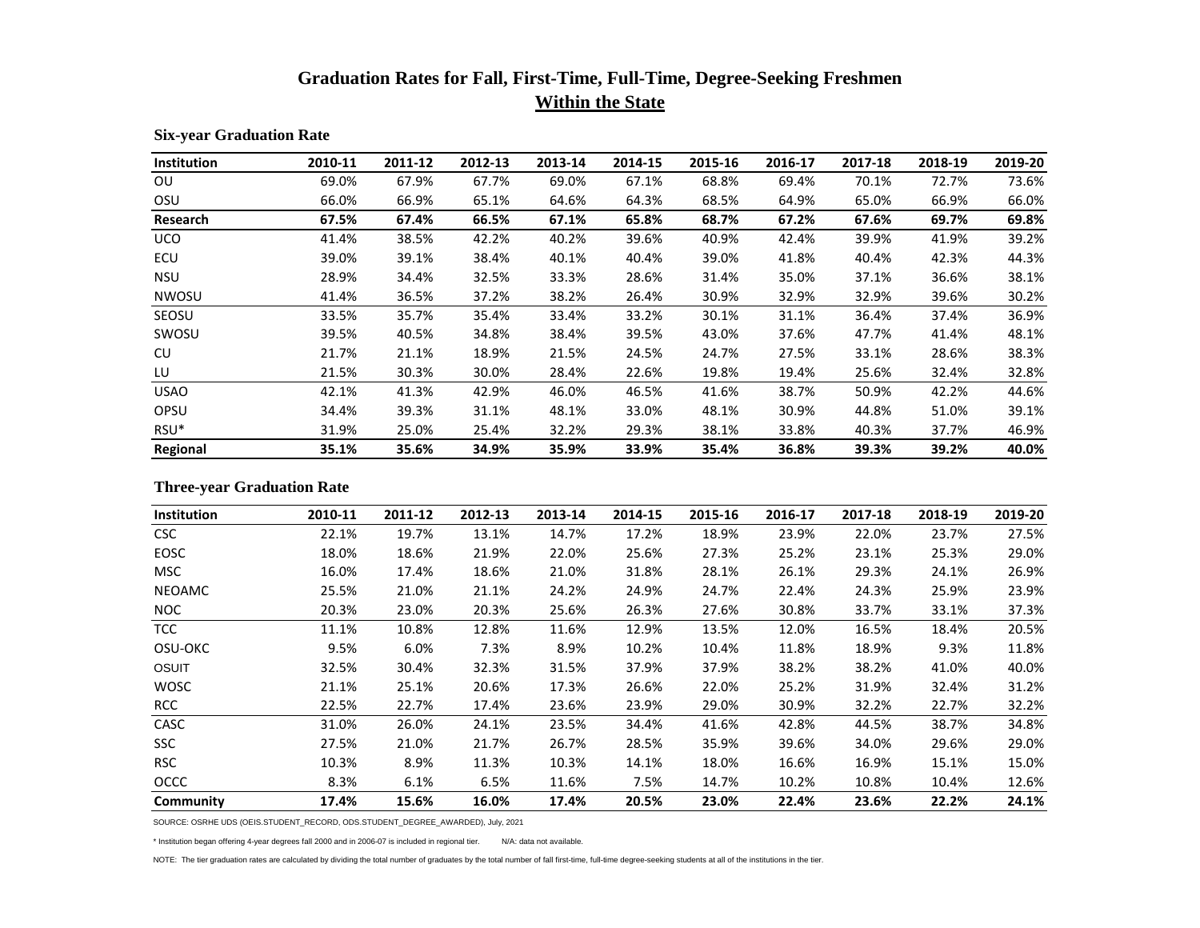# Graduation Rates for Fall, First-Time, Full-Time, Degree-Seeking Freshmen

## Within the State

### Six-year Graduation Rate

| Institution | 2010-11 | 2011-12 | 2012-13 | 2013-14 | 2014-15 | 2015-16 | 2016-17 | 2017-18 | 2018-19 | 2019-20 |
|---|---|---|---|---|---|---|---|---|---|---|
| OU | 69.0% | 67.9% | 67.7% | 69.0% | 67.1% | 68.8% | 69.4% | 70.1% | 72.7% | 73.6% |
| OSU | 66.0% | 66.9% | 65.1% | 64.6% | 64.3% | 68.5% | 64.9% | 65.0% | 66.9% | 66.0% |
| **Research** | **67.5%** | **67.4%** | **66.5%** | **67.1%** | **65.8%** | **68.7%** | **67.2%** | **67.6%** | **69.7%** | **69.8%** |
| UCO | 41.4% | 38.5% | 42.2% | 40.2% | 39.6% | 40.9% | 42.4% | 39.9% | 41.9% | 39.2% |
| ECU | 39.0% | 39.1% | 38.4% | 40.1% | 40.4% | 39.0% | 41.8% | 40.4% | 42.3% | 44.3% |
| NSU | 28.9% | 34.4% | 32.5% | 33.3% | 28.6% | 31.4% | 35.0% | 37.1% | 36.6% | 38.1% |
| NWOSU | 41.4% | 36.5% | 37.2% | 38.2% | 26.4% | 30.9% | 32.9% | 32.9% | 39.6% | 30.2% |
| SEOSU | 33.5% | 35.7% | 35.4% | 33.4% | 33.2% | 30.1% | 31.1% | 36.4% | 37.4% | 36.9% |
| SWOSU | 39.5% | 40.5% | 34.8% | 38.4% | 39.5% | 43.0% | 37.6% | 47.7% | 41.4% | 48.1% |
| CU | 21.7% | 21.1% | 18.9% | 21.5% | 24.5% | 24.7% | 27.5% | 33.1% | 28.6% | 38.3% |
| LU | 21.5% | 30.3% | 30.0% | 28.4% | 22.6% | 19.8% | 19.4% | 25.6% | 32.4% | 32.8% |
| USAO | 42.1% | 41.3% | 42.9% | 46.0% | 46.5% | 41.6% | 38.7% | 50.9% | 42.2% | 44.6% |
| OPSU | 34.4% | 39.3% | 31.1% | 48.1% | 33.0% | 48.1% | 30.9% | 44.8% | 51.0% | 39.1% |
| RSU* | 31.9% | 25.0% | 25.4% | 32.2% | 29.3% | 38.1% | 33.8% | 40.3% | 37.7% | 46.9% |
| **Regional** | **35.1%** | **35.6%** | **34.9%** | **35.9%** | **33.9%** | **35.4%** | **36.8%** | **39.3%** | **39.2%** | **40.0%** |

### Three-year Graduation Rate

| Institution | 2010-11 | 2011-12 | 2012-13 | 2013-14 | 2014-15 | 2015-16 | 2016-17 | 2017-18 | 2018-19 | 2019-20 |
|---|---|---|---|---|---|---|---|---|---|---|
| CSC | 22.1% | 19.7% | 13.1% | 14.7% | 17.2% | 18.9% | 23.9% | 22.0% | 23.7% | 27.5% |
| EOSC | 18.0% | 18.6% | 21.9% | 22.0% | 25.6% | 27.3% | 25.2% | 23.1% | 25.3% | 29.0% |
| MSC | 16.0% | 17.4% | 18.6% | 21.0% | 31.8% | 28.1% | 26.1% | 29.3% | 24.1% | 26.9% |
| NEOAMC | 25.5% | 21.0% | 21.1% | 24.2% | 24.9% | 24.7% | 22.4% | 24.3% | 25.9% | 23.9% |
| NOC | 20.3% | 23.0% | 20.3% | 25.6% | 26.3% | 27.6% | 30.8% | 33.7% | 33.1% | 37.3% |
| TCC | 11.1% | 10.8% | 12.8% | 11.6% | 12.9% | 13.5% | 12.0% | 16.5% | 18.4% | 20.5% |
| OSU-OKC | 9.5% | 6.0% | 7.3% | 8.9% | 10.2% | 10.4% | 11.8% | 18.9% | 9.3% | 11.8% |
| OSUIT | 32.5% | 30.4% | 32.3% | 31.5% | 37.9% | 37.9% | 38.2% | 38.2% | 41.0% | 40.0% |
| WOSC | 21.1% | 25.1% | 20.6% | 17.3% | 26.6% | 22.0% | 25.2% | 31.9% | 32.4% | 31.2% |
| RCC | 22.5% | 22.7% | 17.4% | 23.6% | 23.9% | 29.0% | 30.9% | 32.2% | 22.7% | 32.2% |
| CASC | 31.0% | 26.0% | 24.1% | 23.5% | 34.4% | 41.6% | 42.8% | 44.5% | 38.7% | 34.8% |
| SSC | 27.5% | 21.0% | 21.7% | 26.7% | 28.5% | 35.9% | 39.6% | 34.0% | 29.6% | 29.0% |
| RSC | 10.3% | 8.9% | 11.3% | 10.3% | 14.1% | 18.0% | 16.6% | 16.9% | 15.1% | 15.0% |
| OCCC | 8.3% | 6.1% | 6.5% | 11.6% | 7.5% | 14.7% | 10.2% | 10.8% | 10.4% | 12.6% |
| **Community** | **17.4%** | **15.6%** | **16.0%** | **17.4%** | **20.5%** | **23.0%** | **22.4%** | **23.6%** | **22.2%** | **24.1%** |

SOURCE: OSRHE UDS (OEIS.STUDENT_RECORD, ODS.STUDENT_DEGREE_AWARDED), July, 2021

* Institution began offering 4-year degrees fall 2000 and in 2006-07 is included in regional tier. N/A: data not available.

NOTE: The tier graduation rates are calculated by dividing the total number of graduates by the total number of fall first-time, full-time degree-seeking students at all of the institutions in the tier.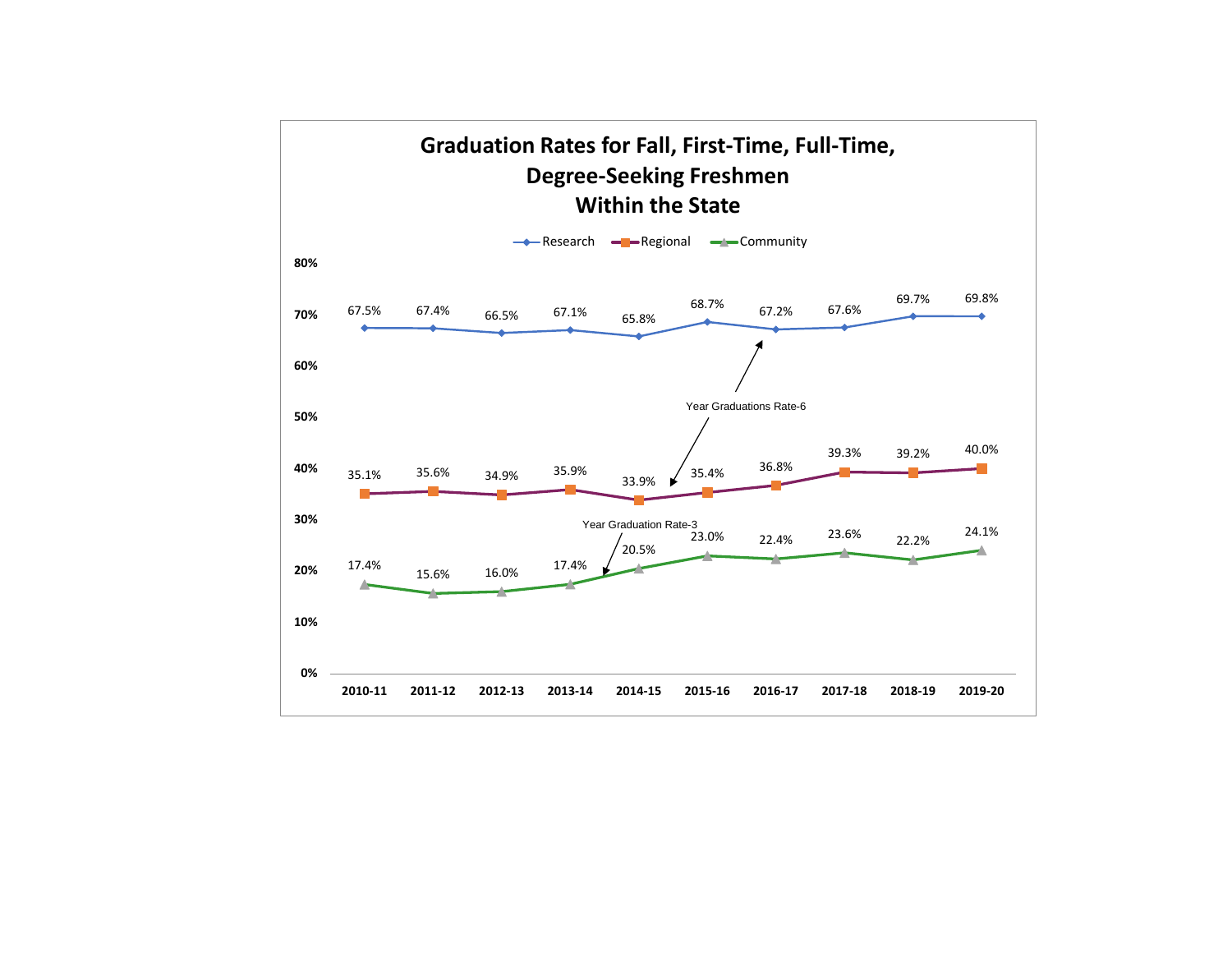**Graduation Rates for Fall, First-Time, Full-Time, Degree-Seeking Freshmen Within the State**

Research
Regional
Community

80%
70%
60%
50%
40%
30%
20%
10%
0%

2010-11
2011-12
2012-13
2013-14
2014-15
2015-16
2016-17
2017-18
2018-19
2019-20

67.5%
67.4%
66.5%
67.1%
65.8%
68.7%
67.2%
67.6%
69.7%
69.8%

35.1%
35.6%
34.9%
35.9%
33.9%
35.4%
36.8%
39.3%
39.2%
40.0%

17.4%
15.6%
16.0%
17.4%
20.5%
23.0%
22.4%
23.6%
22.2%
24.1%

Year Graduations Rate-6

Year Graduation Rate-3